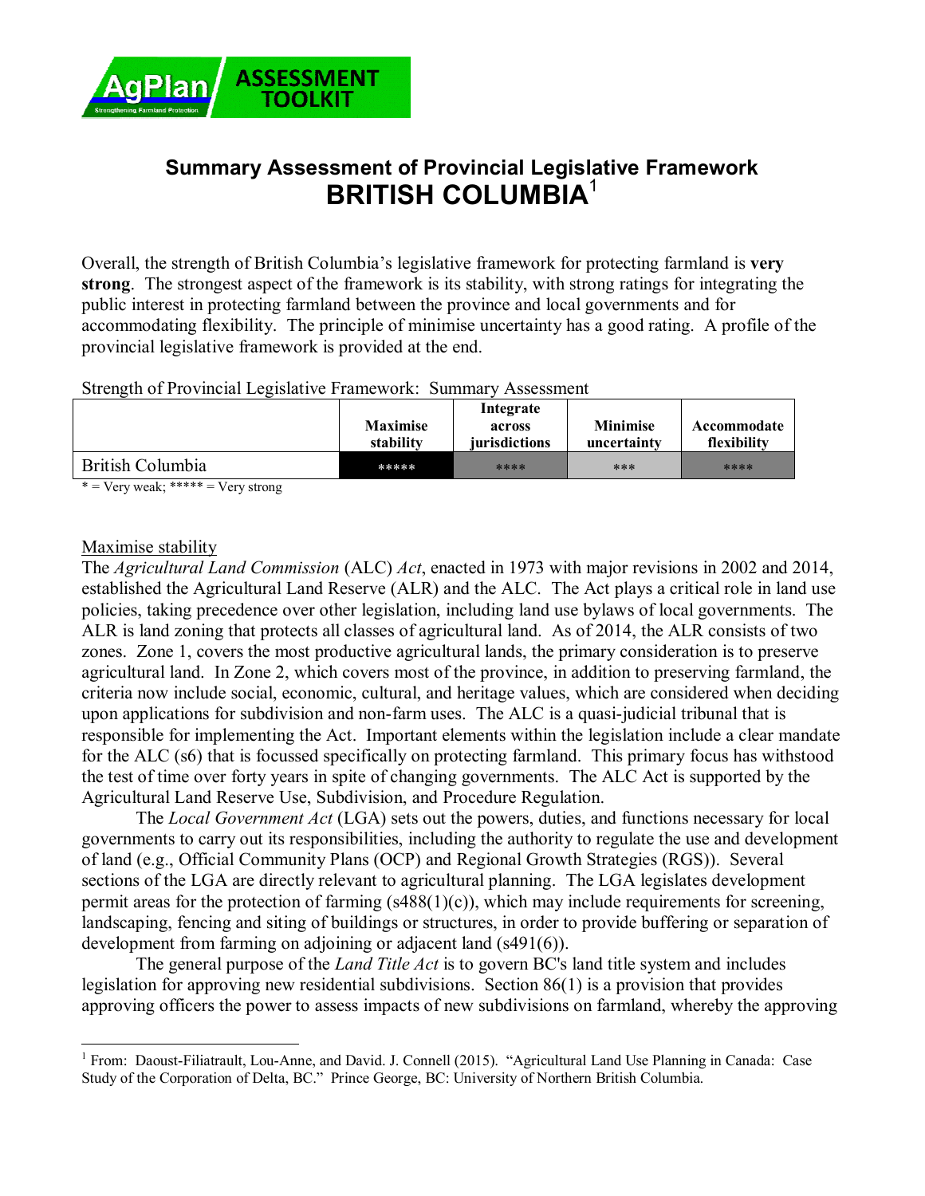# Summary Assessment of Provincial Legislative Framework

# BRITISH COLUMBIA[1]

Overall, the strength of British Columbia's legislative framework for protecting farmland is **very strong**. The strongest aspect of the framework is its stability, with strong ratings for integrating the public interest in protecting farmland between the province and local governments and for accommodating flexibility. The principle of minimise uncertainty has a good rating. A profile of the provincial legislative framework is provided at the end.

Strength of Provincial Legislative Framework: Summary Assessment

| | Maximise stability | Integrate across jurisdictions | Minimise uncertainty | Accommodate flexibility |
|---|---|---|---|---|
| British Columbia | ***** | **** | *** | **** |

* = Very weak; ***** = Very strong

## Maximise stability

The *Agricultural Land Commission* (ALC) *Act*, enacted in 1973 with major revisions in 2002 and 2014, established the Agricultural Land Reserve (ALR) and the ALC. The Act plays a critical role in land use policies, taking precedence over other legislation, including land use bylaws of local governments. The ALR is land zoning that protects all classes of agricultural land. As of 2014, the ALR consists of two zones. Zone 1, covers the most productive agricultural lands, the primary consideration is to preserve agricultural land. In Zone 2, which covers most of the province, in addition to preserving farmland, the criteria now include social, economic, cultural, and heritage values, which are considered when deciding upon applications for subdivision and non-farm uses. The ALC is a quasi-judicial tribunal that is responsible for implementing the Act. Important elements within the legislation include a clear mandate for the ALC (s6) that is focussed specifically on protecting farmland. This primary focus has withstood the test of time over forty years in spite of changing governments. The ALC Act is supported by the Agricultural Land Reserve Use, Subdivision, and Procedure Regulation.

The *Local Government Act* (LGA) sets out the powers, duties, and functions necessary for local governments to carry out its responsibilities, including the authority to regulate the use and development of land (e.g., Official Community Plans (OCP) and Regional Growth Strategies (RGS)). Several sections of the LGA are directly relevant to agricultural planning. The LGA legislates development permit areas for the protection of farming (s488(1)(c)), which may include requirements for screening, landscaping, fencing and siting of buildings or structures, in order to provide buffering or separation of development from farming on adjoining or adjacent land (s491(6)).

The general purpose of the *Land Title Act* is to govern BC's land title system and includes legislation for approving new residential subdivisions. Section 86(1) is a provision that provides approving officers the power to assess impacts of new subdivisions on farmland, whereby the approving

[1] From: Daoust-Filiatrault, Lou-Anne, and David. J. Connell (2015). "Agricultural Land Use Planning in Canada: Case Study of the Corporation of Delta, BC." Prince George, BC: University of Northern British Columbia.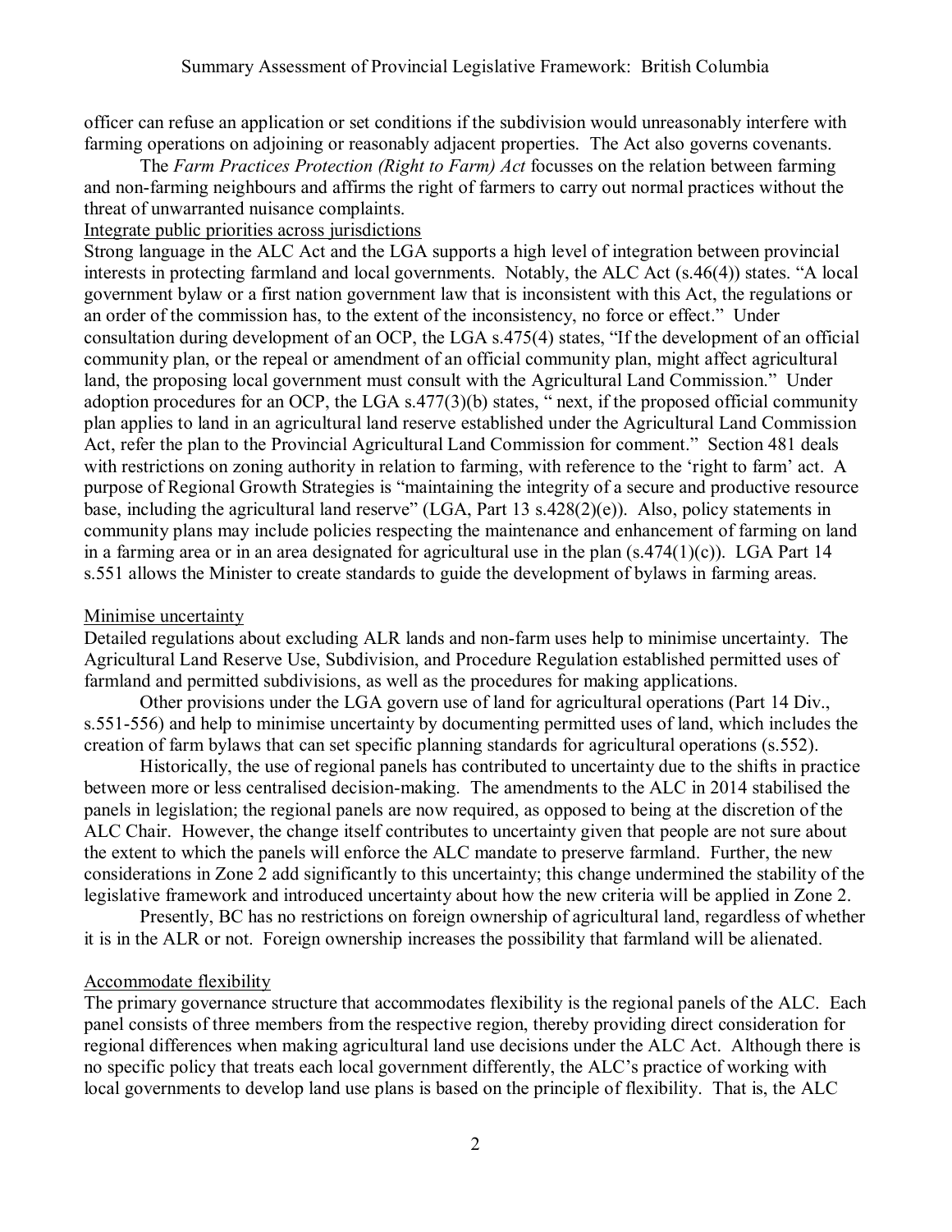officer can refuse an application or set conditions if the subdivision would unreasonably interfere with farming operations on adjoining or reasonably adjacent properties. The Act also governs covenants.

The *Farm Practices Protection (Right to Farm) Act* focusses on the relation between farming and non-farming neighbours and affirms the right of farmers to carry out normal practices without the threat of unwarranted nuisance complaints.

<u>Integrate public priorities across jurisdictions</u>

Strong language in the ALC Act and the LGA supports a high level of integration between provincial interests in protecting farmland and local governments. Notably, the ALC Act (s.46(4)) states. "A local government bylaw or a first nation government law that is inconsistent with this Act, the regulations or an order of the commission has, to the extent of the inconsistency, no force or effect." Under consultation during development of an OCP, the LGA s.475(4) states, "If the development of an official community plan, or the repeal or amendment of an official community plan, might affect agricultural land, the proposing local government must consult with the Agricultural Land Commission." Under adoption procedures for an OCP, the LGA s.477(3)(b) states, " next, if the proposed official community plan applies to land in an agricultural land reserve established under the Agricultural Land Commission Act, refer the plan to the Provincial Agricultural Land Commission for comment." Section 481 deals with restrictions on zoning authority in relation to farming, with reference to the 'right to farm' act. A purpose of Regional Growth Strategies is "maintaining the integrity of a secure and productive resource base, including the agricultural land reserve" (LGA, Part 13 s.428(2)(e)). Also, policy statements in community plans may include policies respecting the maintenance and enhancement of farming on land in a farming area or in an area designated for agricultural use in the plan (s.474(1)(c)). LGA Part 14 s.551 allows the Minister to create standards to guide the development of bylaws in farming areas.

<u>Minimise uncertainty</u>

Detailed regulations about excluding ALR lands and non-farm uses help to minimise uncertainty. The Agricultural Land Reserve Use, Subdivision, and Procedure Regulation established permitted uses of farmland and permitted subdivisions, as well as the procedures for making applications.

Other provisions under the LGA govern use of land for agricultural operations (Part 14 Div., s.551-556) and help to minimise uncertainty by documenting permitted uses of land, which includes the creation of farm bylaws that can set specific planning standards for agricultural operations (s.552).

Historically, the use of regional panels has contributed to uncertainty due to the shifts in practice between more or less centralised decision-making. The amendments to the ALC in 2014 stabilised the panels in legislation; the regional panels are now required, as opposed to being at the discretion of the ALC Chair. However, the change itself contributes to uncertainty given that people are not sure about the extent to which the panels will enforce the ALC mandate to preserve farmland. Further, the new considerations in Zone 2 add significantly to this uncertainty; this change undermined the stability of the legislative framework and introduced uncertainty about how the new criteria will be applied in Zone 2.

Presently, BC has no restrictions on foreign ownership of agricultural land, regardless of whether it is in the ALR or not. Foreign ownership increases the possibility that farmland will be alienated.

<u>Accommodate flexibility</u>

The primary governance structure that accommodates flexibility is the regional panels of the ALC. Each panel consists of three members from the respective region, thereby providing direct consideration for regional differences when making agricultural land use decisions under the ALC Act. Although there is no specific policy that treats each local government differently, the ALC's practice of working with local governments to develop land use plans is based on the principle of flexibility. That is, the ALC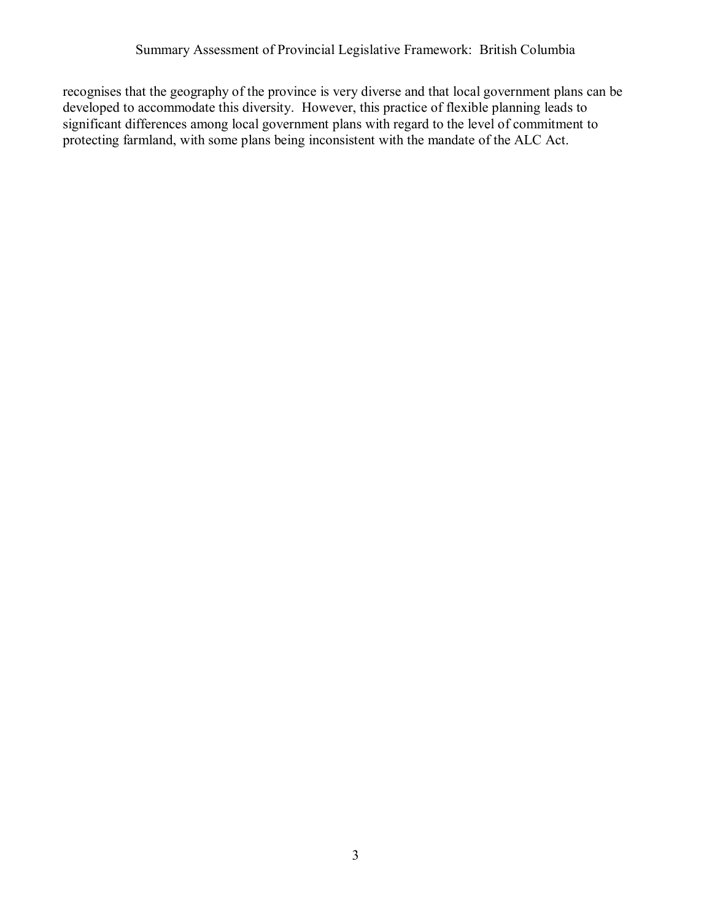recognises that the geography of the province is very diverse and that local government plans can be developed to accommodate this diversity. However, this practice of flexible planning leads to significant differences among local government plans with regard to the level of commitment to protecting farmland, with some plans being inconsistent with the mandate of the ALC Act.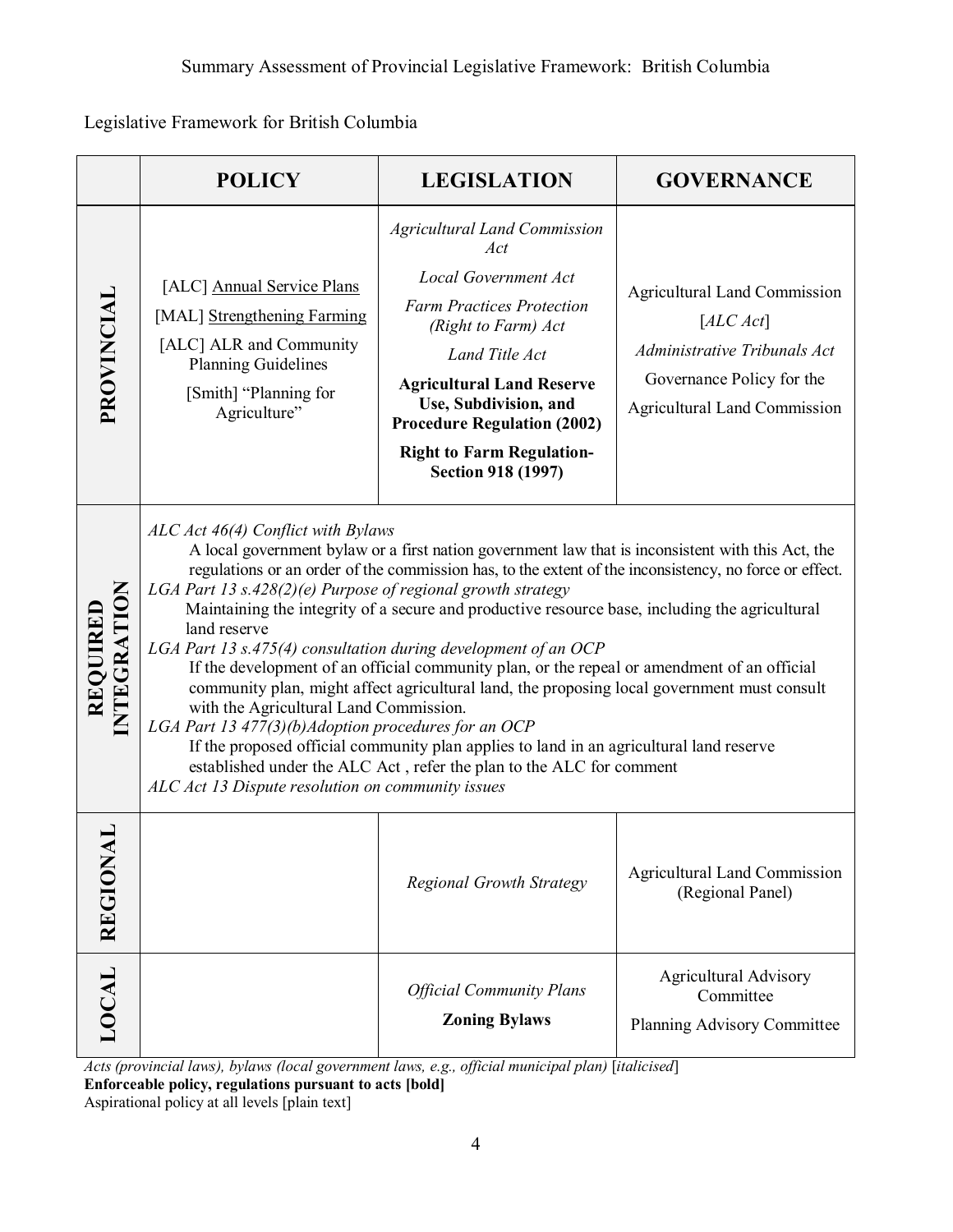Summary Assessment of Provincial Legislative Framework: British Columbia

Legislative Framework for British Columbia

| | **POLICY** | **LEGISLATION** | **GOVERNANCE** |
|---|---|---|---|
| **PROVINCIAL** | [ALC] Annual Service Plans<br>[MAL] Strengthening Farming<br>[ALC] ALR and Community Planning Guidelines<br>[Smith] "Planning for Agriculture" | *Agricultural Land Commission Act*<br>*Local Government Act*<br>*Farm Practices Protection (Right to Farm) Act*<br>*Land Title Act*<br>**Agricultural Land Reserve Use, Subdivision, and Procedure Regulation (2002)**<br>**Right to Farm Regulation- Section 918 (1997)** | Agricultural Land Commission<br>[*ALC Act*]<br>*Administrative Tribunals Act*<br>Governance Policy for the Agricultural Land Commission |
| **REQUIRED INTEGRATION** | *ALC Act 46(4) Conflict with Bylaws*<br>A local government bylaw or a first nation government law that is inconsistent with this Act, the regulations or an order of the commission has, to the extent of the inconsistency, no force or effect.<br>*LGA Part 13 s.428(2)(e) Purpose of regional growth strategy*<br>Maintaining the integrity of a secure and productive resource base, including the agricultural land reserve<br>*LGA Part 13 s.475(4) consultation during development of an OCP*<br>If the development of an official community plan, or the repeal or amendment of an official community plan, might affect agricultural land, the proposing local government must consult with the Agricultural Land Commission.<br>*LGA Part 13 477(3)(b)Adoption procedures for an OCP*<br>If the proposed official community plan applies to land in an agricultural land reserve established under the ALC Act , refer the plan to the ALC for comment<br>*ALC Act 13 Dispute resolution on community issues* | | |
| **REGIONAL** | | *Regional Growth Strategy* | Agricultural Land Commission (Regional Panel) |
| **LOCAL** | | *Official Community Plans*<br>**Zoning Bylaws** | Agricultural Advisory Committee<br>Planning Advisory Committee |

*Acts (provincial laws), bylaws (local government laws, e.g., official municipal plan)* [*italicised*]
**Enforceable policy, regulations pursuant to acts [bold]**
Aspirational policy at all levels [plain text]